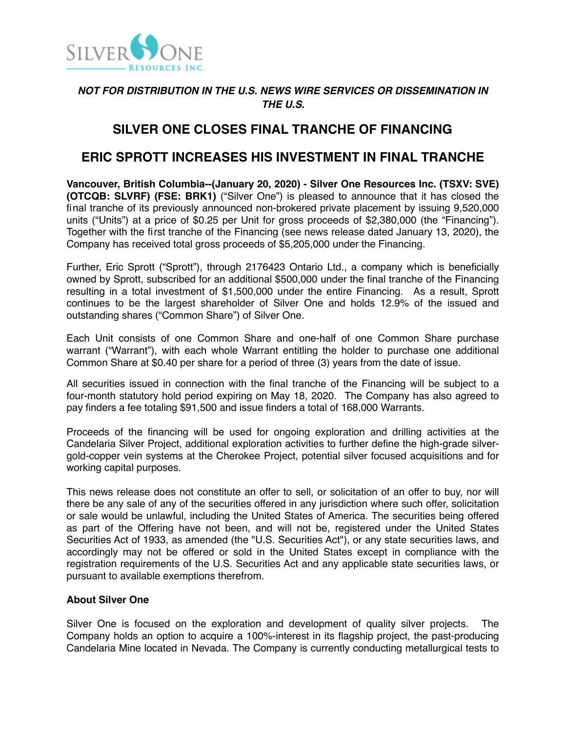***NOT FOR DISTRIBUTION IN THE U.S. NEWS WIRE SERVICES OR DISSEMINATION IN THE U.S.***

# SILVER ONE CLOSES FINAL TRANCHE OF FINANCING

# ERIC SPROTT INCREASES HIS INVESTMENT IN FINAL TRANCHE

**Vancouver, British Columbia--(January 20, 2020) - Silver One Resources Inc. (TSXV: SVE) (OTCQB: SLVRF) (FSE: BRK1)** ("Silver One") is pleased to announce that it has closed the final tranche of its previously announced non-brokered private placement by issuing 9,520,000 units ("Units") at a price of $0.25 per Unit for gross proceeds of $2,380,000 (the "Financing"). Together with the first tranche of the Financing (see news release dated January 13, 2020), the Company has received total gross proceeds of $5,205,000 under the Financing.

Further, Eric Sprott ("Sprott"), through 2176423 Ontario Ltd., a company which is beneficially owned by Sprott, subscribed for an additional $500,000 under the final tranche of the Financing resulting in a total investment of $1,500,000 under the entire Financing. As a result, Sprott continues to be the largest shareholder of Silver One and holds 12.9% of the issued and outstanding shares ("Common Share") of Silver One.

Each Unit consists of one Common Share and one-half of one Common Share purchase warrant ("Warrant"), with each whole Warrant entitling the holder to purchase one additional Common Share at $0.40 per share for a period of three (3) years from the date of issue.

All securities issued in connection with the final tranche of the Financing will be subject to a four-month statutory hold period expiring on May 18, 2020. The Company has also agreed to pay finders a fee totaling $91,500 and issue finders a total of 168,000 Warrants.

Proceeds of the financing will be used for ongoing exploration and drilling activities at the Candelaria Silver Project, additional exploration activities to further define the high-grade silver-gold-copper vein systems at the Cherokee Project, potential silver focused acquisitions and for working capital purposes.

This news release does not constitute an offer to sell, or solicitation of an offer to buy, nor will there be any sale of any of the securities offered in any jurisdiction where such offer, solicitation or sale would be unlawful, including the United States of America. The securities being offered as part of the Offering have not been, and will not be, registered under the United States Securities Act of 1933, as amended (the "U.S. Securities Act"), or any state securities laws, and accordingly may not be offered or sold in the United States except in compliance with the registration requirements of the U.S. Securities Act and any applicable state securities laws, or pursuant to available exemptions therefrom.

**About Silver One**

Silver One is focused on the exploration and development of quality silver projects. The Company holds an option to acquire a 100%-interest in its flagship project, the past-producing Candelaria Mine located in Nevada. The Company is currently conducting metallurgical tests to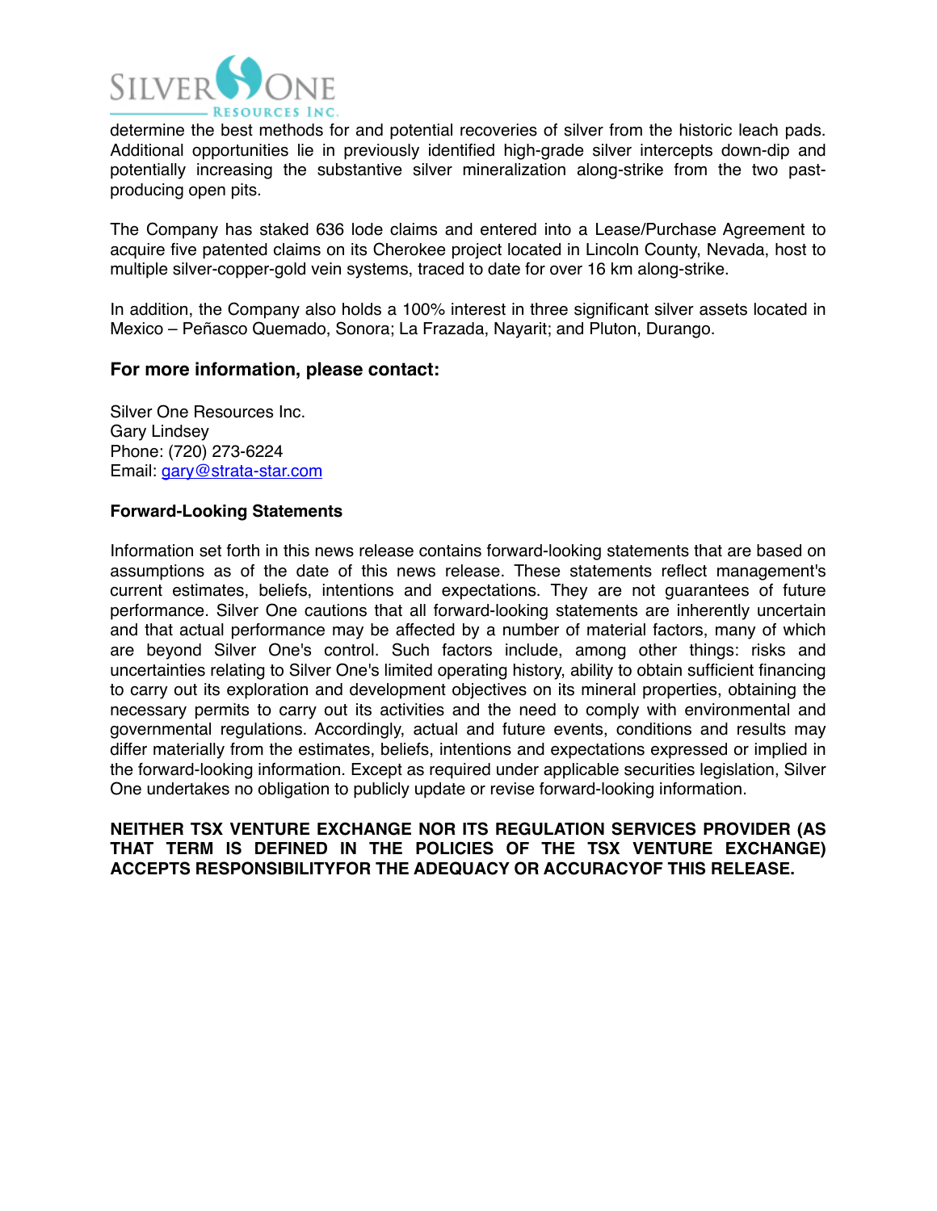determine the best methods for and potential recoveries of silver from the historic leach pads. Additional opportunities lie in previously identified high-grade silver intercepts down-dip and potentially increasing the substantive silver mineralization along-strike from the two past-producing open pits.

The Company has staked 636 lode claims and entered into a Lease/Purchase Agreement to acquire five patented claims on its Cherokee project located in Lincoln County, Nevada, host to multiple silver-copper-gold vein systems, traced to date for over 16 km along-strike.

In addition, the Company also holds a 100% interest in three significant silver assets located in Mexico – Peñasco Quemado, Sonora; La Frazada, Nayarit; and Pluton, Durango.

### For more information, please contact:

Silver One Resources Inc.
Gary Lindsey
Phone: (720) 273-6224
Email: gary@strata-star.com

**Forward-Looking Statements**

Information set forth in this news release contains forward-looking statements that are based on assumptions as of the date of this news release. These statements reflect management's current estimates, beliefs, intentions and expectations. They are not guarantees of future performance. Silver One cautions that all forward-looking statements are inherently uncertain and that actual performance may be affected by a number of material factors, many of which are beyond Silver One's control. Such factors include, among other things: risks and uncertainties relating to Silver One's limited operating history, ability to obtain sufficient financing to carry out its exploration and development objectives on its mineral properties, obtaining the necessary permits to carry out its activities and the need to comply with environmental and governmental regulations. Accordingly, actual and future events, conditions and results may differ materially from the estimates, beliefs, intentions and expectations expressed or implied in the forward-looking information. Except as required under applicable securities legislation, Silver One undertakes no obligation to publicly update or revise forward-looking information.

**NEITHER TSX VENTURE EXCHANGE NOR ITS REGULATION SERVICES PROVIDER (AS THAT TERM IS DEFINED IN THE POLICIES OF THE TSX VENTURE EXCHANGE) ACCEPTS RESPONSIBILITYFOR THE ADEQUACY OR ACCURACYOF THIS RELEASE.**